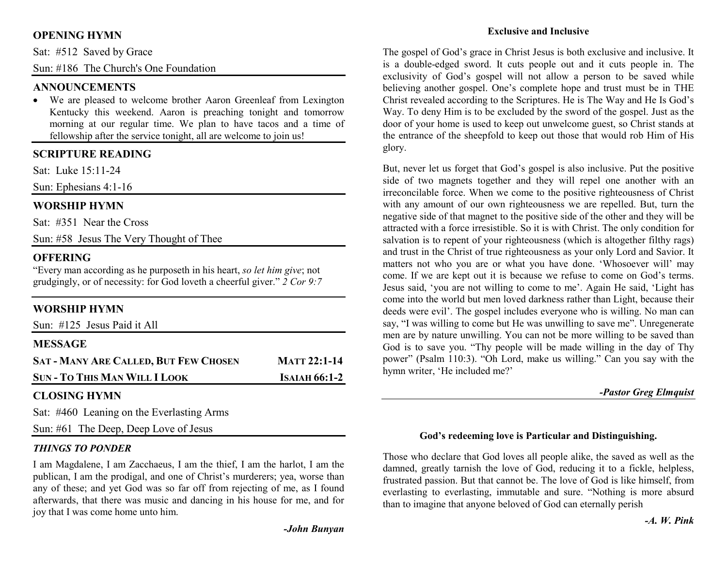## OPENING HYMN

Sat: #512 Saved by Grace

Sun: #186 The Church's One Foundation

## ANNOUNCEMENTS

- We are pleased to welcome brother Aaron Greenleaf from Lexington Kentucky this weekend. Aaron is preaching tonight and tomorrow morning at our regular time. We plan to have tacos and a time of fellowship after the service tonight, all are welcome to join us!

## SCRIPTURE READING

Sat: Luke 15:11-24

Sun: Ephesians 4:1-16

## WORSHIP HYMN

Sat: #351 Near the Cross

Sun: #58 Jesus The Very Thought of Thee

## OFFERING

"Every man according as he purposeth in his heart, *so let him give*; not grudgingly, or of necessity: for God loveth a cheerful giver." *2 Cor 9:7*

## WORSHIP HYMN

Sun: #125 Jesus Paid it All

## MESSAGE

**SAT - MANY ARE CALLED, BUT FEW CHOSEN** — **MATT 22:1-14**

**SUN - TO THIS MAN WILL I LOOK** — **ISAIAH 66:1-2**

## CLOSING HYMN

Sat: #460 Leaning on the Everlasting Arms

Sun: #61 The Deep, Deep Love of Jesus

### *THINGS TO PONDER*

I am Magdalene, I am Zacchaeus, I am the thief, I am the harlot, I am the publican, I am the prodigal, and one of Christ's murderers; yea, worse than any of these; and yet God was so far off from rejecting of me, as I found afterwards, that there was music and dancing in his house for me, and for joy that I was come home unto him.

***-John Bunyan***

### Exclusive and Inclusive

The gospel of God's grace in Christ Jesus is both exclusive and inclusive. It is a double-edged sword. It cuts people out and it cuts people in. The exclusivity of God's gospel will not allow a person to be saved while believing another gospel. One's complete hope and trust must be in THE Christ revealed according to the Scriptures. He is The Way and He Is God's Way. To deny Him is to be excluded by the sword of the gospel. Just as the door of your home is used to keep out unwelcome guest, so Christ stands at the entrance of the sheepfold to keep out those that would rob Him of His glory.

But, never let us forget that God's gospel is also inclusive. Put the positive side of two magnets together and they will repel one another with an irreconcilable force. When we come to the positive righteousness of Christ with any amount of our own righteousness we are repelled. But, turn the negative side of that magnet to the positive side of the other and they will be attracted with a force irresistible. So it is with Christ. The only condition for salvation is to repent of your righteousness (which is altogether filthy rags) and trust in the Christ of true righteousness as your only Lord and Savior. It matters not who you are or what you have done. 'Whosoever will' may come. If we are kept out it is because we refuse to come on God's terms. Jesus said, 'you are not willing to come to me'. Again He said, 'Light has come into the world but men loved darkness rather than Light, because their deeds were evil'. The gospel includes everyone who is willing. No man can say, "I was willing to come but He was unwilling to save me". Unregenerate men are by nature unwilling. You can not be more willing to be saved than God is to save you. "Thy people will be made willing in the day of Thy power" (Psalm 110:3). "Oh Lord, make us willing." Can you say with the hymn writer, 'He included me?'

***-Pastor Greg Elmquist***

### God's redeeming love is Particular and Distinguishing.

Those who declare that God loves all people alike, the saved as well as the damned, greatly tarnish the love of God, reducing it to a fickle, helpless, frustrated passion. But that cannot be. The love of God is like himself, from everlasting to everlasting, immutable and sure. "Nothing is more absurd than to imagine that anyone beloved of God can eternally perish

***-A. W. Pink***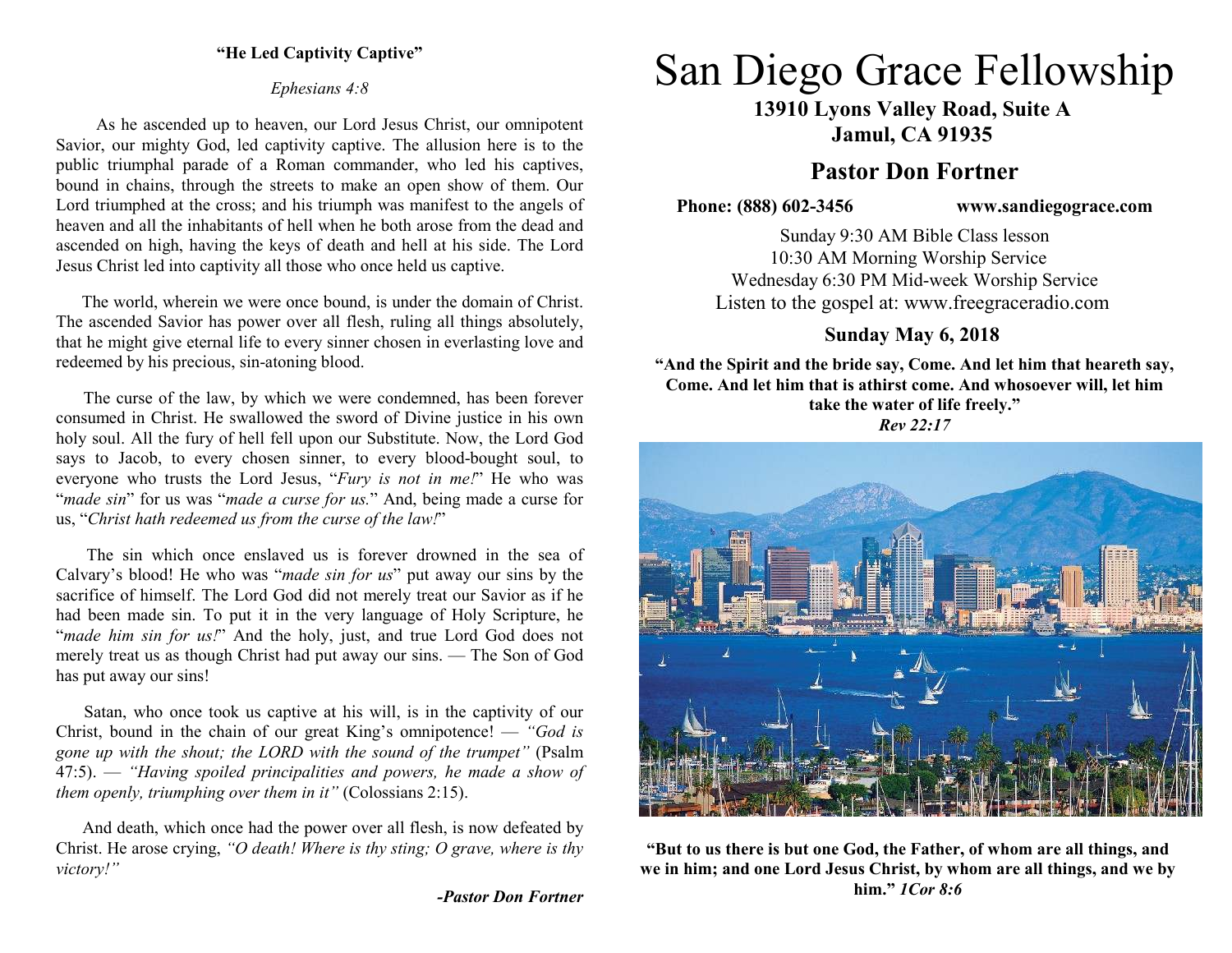**"He Led Captivity Captive"**

*Ephesians 4:8*

As he ascended up to heaven, our Lord Jesus Christ, our omnipotent Savior, our mighty God, led captivity captive. The allusion here is to the public triumphal parade of a Roman commander, who led his captives, bound in chains, through the streets to make an open show of them. Our Lord triumphed at the cross; and his triumph was manifest to the angels of heaven and all the inhabitants of hell when he both arose from the dead and ascended on high, having the keys of death and hell at his side. The Lord Jesus Christ led into captivity all those who once held us captive.

The world, wherein we were once bound, is under the domain of Christ. The ascended Savior has power over all flesh, ruling all things absolutely, that he might give eternal life to every sinner chosen in everlasting love and redeemed by his precious, sin-atoning blood.

The curse of the law, by which we were condemned, has been forever consumed in Christ. He swallowed the sword of Divine justice in his own holy soul. All the fury of hell fell upon our Substitute. Now, the Lord God says to Jacob, to every chosen sinner, to every blood-bought soul, to everyone who trusts the Lord Jesus, "*Fury is not in me!*" He who was "*made sin*" for us was "*made a curse for us.*" And, being made a curse for us, "*Christ hath redeemed us from the curse of the law!*"

The sin which once enslaved us is forever drowned in the sea of Calvary's blood! He who was "*made sin for us*" put away our sins by the sacrifice of himself. The Lord God did not merely treat our Savior as if he had been made sin. To put it in the very language of Holy Scripture, he "*made him sin for us!*" And the holy, just, and true Lord God does not merely treat us as though Christ had put away our sins. — The Son of God has put away our sins!

Satan, who once took us captive at his will, is in the captivity of our Christ, bound in the chain of our great King's omnipotence! — *"God is gone up with the shout; the LORD with the sound of the trumpet"* (Psalm 47:5). — *"Having spoiled principalities and powers, he made a show of them openly, triumphing over them in it"* (Colossians 2:15).

And death, which once had the power over all flesh, is now defeated by Christ. He arose crying, *"O death! Where is thy sting; O grave, where is thy victory!"*

***-Pastor Don Fortner***

# San Diego Grace Fellowship

**13910 Lyons Valley Road, Suite A**
**Jamul, CA 91935**

## Pastor Don Fortner

**Phone: (888) 602-3456** **www.sandiegograce.com**

Sunday 9:30 AM Bible Class lesson
10:30 AM Morning Worship Service
Wednesday 6:30 PM Mid-week Worship Service
Listen to the gospel at: www.freegraceradio.com

### Sunday May 6, 2018

**"And the Spirit and the bride say, Come. And let him that heareth say, Come. And let him that is athirst come. And whosoever will, let him take the water of life freely."**
***Rev 22:17***

**"But to us there is but one God, the Father, of whom are all things, and we in him; and one Lord Jesus Christ, by whom are all things, and we by him."** ***1Cor 8:6***